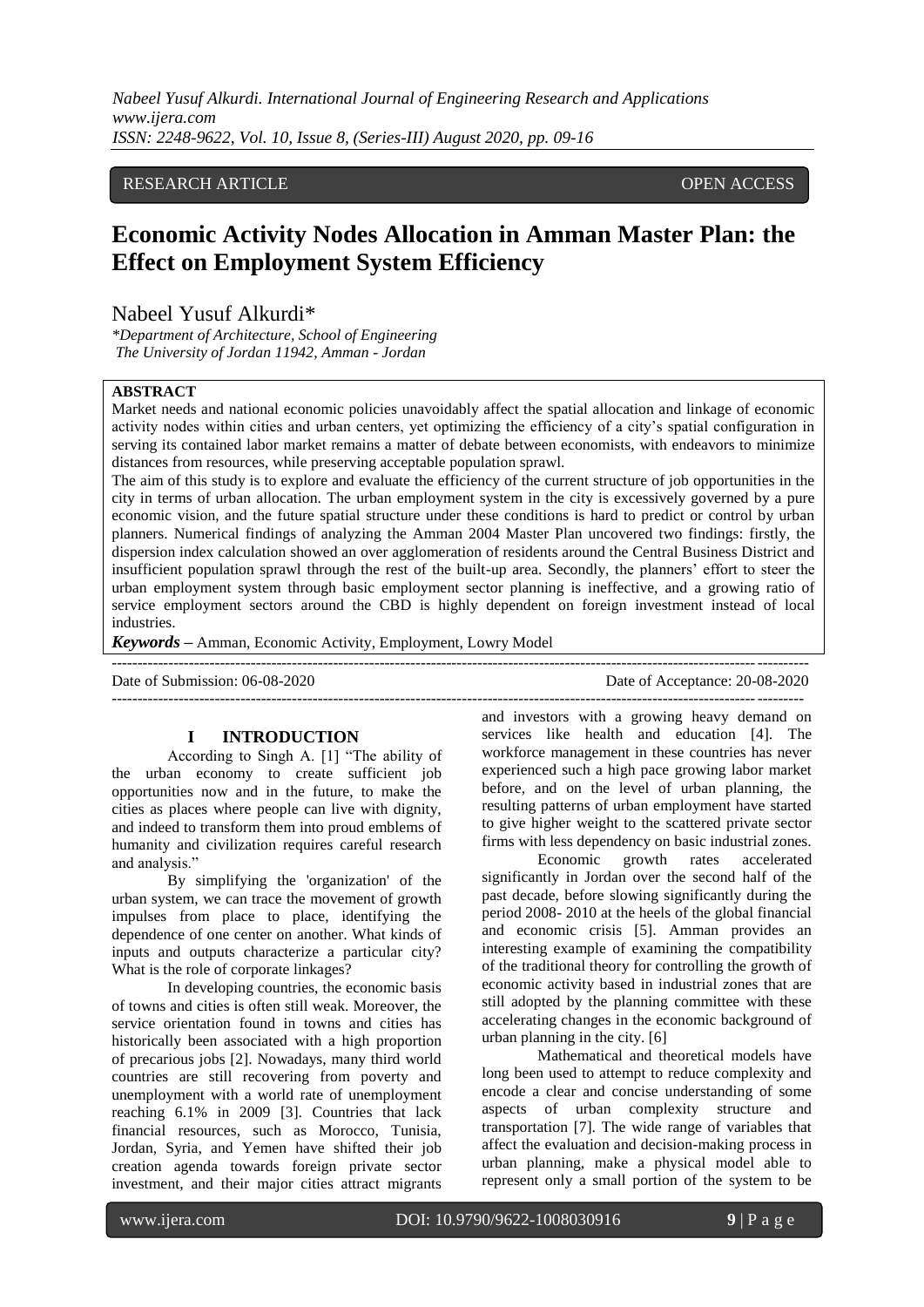RESEARCH ARTICLE OPEN ACCESS

# Economic Activity Nodes Allocation in Amman Master Plan: the Effect on Employment System Efficiency

Nabeel Yusuf Alkurdi*

*Department of Architecture, School of Engineering
The University of Jordan 11942, Amman - Jordan*

**ABSTRACT**

Market needs and national economic policies unavoidably affect the spatial allocation and linkage of economic activity nodes within cities and urban centers, yet optimizing the efficiency of a city's spatial configuration in serving its contained labor market remains a matter of debate between economists, with endeavors to minimize distances from resources, while preserving acceptable population sprawl.

The aim of this study is to explore and evaluate the efficiency of the current structure of job opportunities in the city in terms of urban allocation. The urban employment system in the city is excessively governed by a pure economic vision, and the future spatial structure under these conditions is hard to predict or control by urban planners. Numerical findings of analyzing the Amman 2004 Master Plan uncovered two findings: firstly, the dispersion index calculation showed an over agglomeration of residents around the Central Business District and insufficient population sprawl through the rest of the built-up area. Secondly, the planners' effort to steer the urban employment system through basic employment sector planning is ineffective, and a growing ratio of service employment sectors around the CBD is highly dependent on foreign investment instead of local industries.

***Keywords*** – Amman, Economic Activity, Employment, Lowry Model

Date of Submission: 06-08-2020 Date of Acceptance: 20-08-2020

## I INTRODUCTION

According to Singh A. [1] "The ability of the urban economy to create sufficient job opportunities now and in the future, to make the cities as places where people can live with dignity, and indeed to transform them into proud emblems of humanity and civilization requires careful research and analysis."

By simplifying the 'organization' of the urban system, we can trace the movement of growth impulses from place to place, identifying the dependence of one center on another. What kinds of inputs and outputs characterize a particular city? What is the role of corporate linkages?

In developing countries, the economic basis of towns and cities is often still weak. Moreover, the service orientation found in towns and cities has historically been associated with a high proportion of precarious jobs [2]. Nowadays, many third world countries are still recovering from poverty and unemployment with a world rate of unemployment reaching 6.1% in 2009 [3]. Countries that lack financial resources, such as Morocco, Tunisia, Jordan, Syria, and Yemen have shifted their job creation agenda towards foreign private sector investment, and their major cities attract migrants and investors with a growing heavy demand on services like health and education [4]. The workforce management in these countries has never experienced such a high pace growing labor market before, and on the level of urban planning, the resulting patterns of urban employment have started to give higher weight to the scattered private sector firms with less dependency on basic industrial zones.

Economic growth rates accelerated significantly in Jordan over the second half of the past decade, before slowing significantly during the period 2008- 2010 at the heels of the global financial and economic crisis [5]. Amman provides an interesting example of examining the compatibility of the traditional theory for controlling the growth of economic activity based in industrial zones that are still adopted by the planning committee with these accelerating changes in the economic background of urban planning in the city. [6]

Mathematical and theoretical models have long been used to attempt to reduce complexity and encode a clear and concise understanding of some aspects of urban complexity structure and transportation [7]. The wide range of variables that affect the evaluation and decision-making process in urban planning, make a physical model able to represent only a small portion of the system to be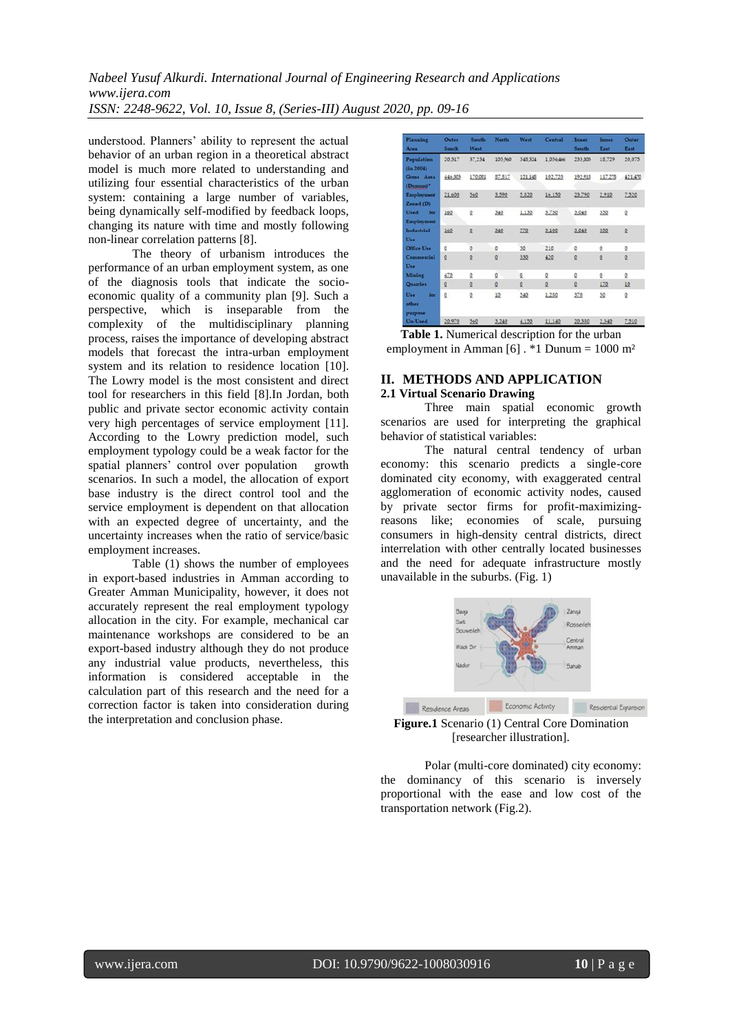understood. Planners' ability to represent the actual behavior of an urban region in a theoretical abstract model is much more related to understanding and utilizing four essential characteristics of the urban system: containing a large number of variables, being dynamically self-modified by feedback loops, changing its nature with time and mostly following non-linear correlation patterns [8].

The theory of urbanism introduces the performance of an urban employment system, as one of the diagnosis tools that indicate the socio-economic quality of a community plan [9]. Such a perspective, which is inseparable from the complexity of the multidisciplinary planning process, raises the importance of developing abstract models that forecast the intra-urban employment system and its relation to residence location [10]. The Lowry model is the most consistent and direct tool for researchers in this field [8].In Jordan, both public and private sector economic activity contain very high percentages of service employment [11]. According to the Lowry prediction model, such employment typology could be a weak factor for the spatial planners' control over population growth scenarios. In such a model, the allocation of export base industry is the direct control tool and the service employment is dependent on that allocation with an expected degree of uncertainty, and the uncertainty increases when the ratio of service/basic employment increases.

Table (1) shows the number of employees in export-based industries in Amman according to Greater Amman Municipality, however, it does not accurately represent the real employment typology allocation in the city. For example, mechanical car maintenance workshops are considered to be an export-based industry although they do not produce any industrial value products, nevertheless, this information is considered acceptable in the calculation part of this research and the need for a correction factor is taken into consideration during the interpretation and conclusion phase.

| Planning Area | Outer South | South West | North | West | Central | Inner South | Inner East | Outer East |
|---|---|---|---|---|---|---|---|---|
| Population (in 2004) | 20,317 | 37,234 | 105,960 | 348,324 | 1,056,466 | 233,803 | 18,729 | 20,075 |
| Gross Area (Dunum)* | 446,803 | 170,081 | 87,817 | 121,148 | 102,720 | 192,913 | 117,278 | 421,470 |
| Employment Zoned (D) | 21,600 | 360 | 3,590 | 5,820 | 16,150 | 23,790 | 2,910 | 7,520 |
| Used for Employment | 160 | 0 | 340 | 1,130 | 3,730 | 3,040 | 320 | 0 |
| Industrial Use | 160 | 0 | 340 | 770 | 3,100 | 3,040 | 320 | 0 |
| Office Use | 0 | 0 | 0 | 30 | 210 | 0 | 0 | 0 |
| Commercial Use | 0 | 0 | 0 | 330 | 420 | 0 | 0 | 0 |
| Mining | 470 | 0 | 0 | 0 | 0 | 0 | 0 | 0 |
| Quarries | 0 | 0 | 0 | 0 | 0 | 0 | 170 | 10 |
| Use for other purpose | 0 | 0 | 10 | 540 | 1,280 | 370 | 50 | 0 |
| Un-Used | 20,970 | 360 | 3,240 | 4,150 | 11,140 | 20,380 | 2,340 | 7,510 |

**Table 1.** Numerical description for the urban employment in Amman [6] . *1 Dunum = 1000 m²

## II. METHODS AND APPLICATION

### 2.1 Virtual Scenario Drawing

Three main spatial economic growth scenarios are used for interpreting the graphical behavior of statistical variables:

The natural central tendency of urban economy: this scenario predicts a single-core dominated city economy, with exaggerated central agglomeration of economic activity nodes, caused by private sector firms for profit-maximizing-reasons like; economies of scale, pursuing consumers in high-density central districts, direct interrelation with other centrally located businesses and the need for adequate infrastructure mostly unavailable in the suburbs. (Fig. 1)

**Figure.1** Scenario (1) Central Core Domination [researcher illustration].

Polar (multi-core dominated) city economy: the dominancy of this scenario is inversely proportional with the ease and low cost of the transportation network (Fig.2).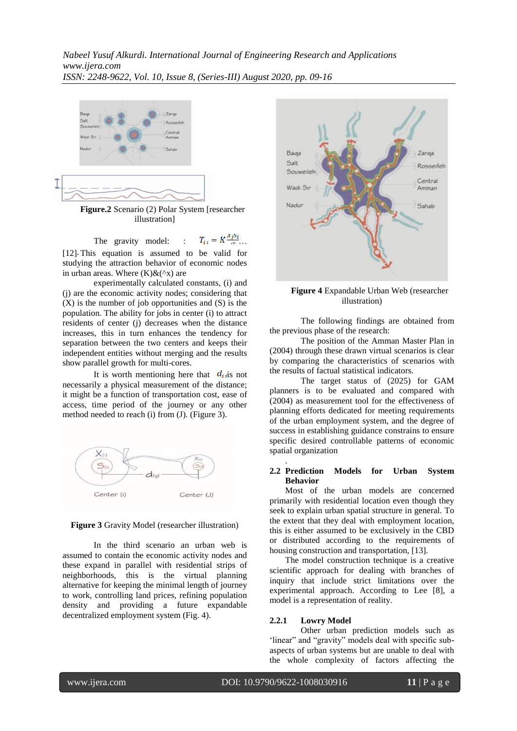**Figure.2** Scenario (2) Polar System [researcher illustration]

The gravity model: : $T_{ij} = K\frac{x_j s_i}{d_{ij}^x}$… [12]. This equation is assumed to be valid for studying the attraction behavior of economic nodes in urban areas. Where (K)&(^x) are experimentally calculated constants, (i) and (j) are the economic activity nodes; considering that (X) is the number of job opportunities and (S) is the population. The ability for jobs in center (i) to attract residents of center (j) decreases when the distance increases, this in turn enhances the tendency for separation between the two centers and keeps their independent entities without merging and the results show parallel growth for multi-cores.

It is worth mentioning here that $d_{ij}$ is not necessarily a physical measurement of the distance; it might be a function of transportation cost, ease of access, time period of the journey or any other method needed to reach (i) from (J). (Figure 3).

**Figure 3** Gravity Model (researcher illustration)

In the third scenario an urban web is assumed to contain the economic activity nodes and these expand in parallel with residential strips of neighborhoods, this is the virtual planning alternative for keeping the minimal length of journey to work, controlling land prices, refining population density and providing a future expandable decentralized employment system (Fig. 4).

**Figure 4** Expandable Urban Web (researcher illustration)

The following findings are obtained from the previous phase of the research:

The position of the Amman Master Plan in (2004) through these drawn virtual scenarios is clear by comparing the characteristics of scenarios with the results of factual statistical indicators.

The target status of (2025) for GAM planners is to be evaluated and compared with (2004) as measurement tool for the effectiveness of planning efforts dedicated for meeting requirements of the urban employment system, and the degree of success in establishing guidance constrains to ensure specific desired controllable patterns of economic spatial organization

## 2.2 Prediction Models for Urban System Behavior

Most of the urban models are concerned primarily with residential location even though they seek to explain urban spatial structure in general. To the extent that they deal with employment location, this is either assumed to be exclusively in the CBD or distributed according to the requirements of housing construction and transportation, [13].

The model construction technique is a creative scientific approach for dealing with branches of inquiry that include strict limitations over the experimental approach. According to Lee [8], a model is a representation of reality.

### 2.2.1 Lowry Model

Other urban prediction models such as 'linear" and "gravity" models deal with specific sub-aspects of urban systems but are unable to deal with the whole complexity of factors affecting the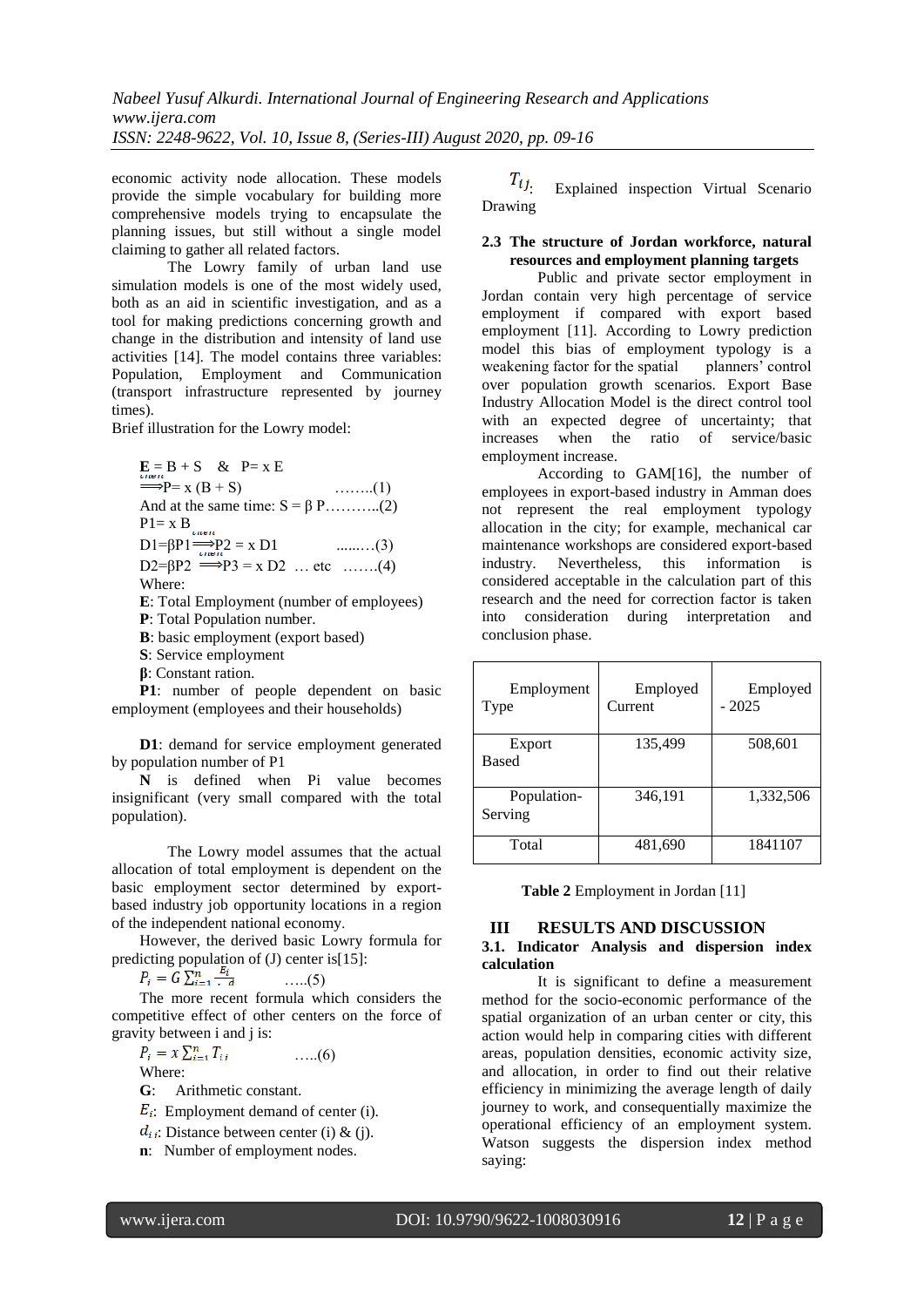economic activity node allocation. These models provide the simple vocabulary for building more comprehensive models trying to encapsulate the planning issues, but still without a single model claiming to gather all related factors.

The Lowry family of urban land use simulation models is one of the most widely used, both as an aid in scientific investigation, and as a tool for making predictions concerning growth and change in the distribution and intensity of land use activities [14]. The model contains three variables: Population, Employment and Communication (transport infrastructure represented by journey times).

Brief illustration for the Lowry model:

$\mathbf{E} = B + S \quad \& \quad P = x\,E$

$\Longrightarrow P = x\,(B + S)$ ……..(1)

And at the same time: $S = \beta\,P$………..(2)

$P1 = x\,B$

$D1 = \beta P1 \Longrightarrow P2 = x\,D1$ .......…(3)

$D2 = \beta P2 \Longrightarrow P3 = x\,D2$ … etc …….(4)

Where:

**E**: Total Employment (number of employees)

**P**: Total Population number.

**B**: basic employment (export based)

**S**: Service employment

**β**: Constant ration.

**P1**: number of people dependent on basic employment (employees and their households)

**D1**: demand for service employment generated by population number of P1

**N** is defined when Pi value becomes insignificant (very small compared with the total population).

The Lowry model assumes that the actual allocation of total employment is dependent on the basic employment sector determined by export-based industry job opportunity locations in a region of the independent national economy.

However, the derived basic Lowry formula for predicting population of (J) center is[15]:

$P_i = G\sum_{i=1}^{n}\frac{E_i}{\cdot\ d}$ …..(5)

The more recent formula which considers the competitive effect of other centers on the force of gravity between i and j is:

$P_i = x\sum_{i=1}^{n}T_{ij}$ …..(6)

Where:

**G**: Arithmetic constant.

$E_i$: Employment demand of center (i).

$d_{ij}$: Distance between center (i) & (j).

**n**: Number of employment nodes.

$T_{ij}$: Explained inspection Virtual Scenario Drawing

### 2.3 The structure of Jordan workforce, natural resources and employment planning targets

Public and private sector employment in Jordan contain very high percentage of service employment if compared with export based employment [11]. According to Lowry prediction model this bias of employment typology is a weakening factor for the spatial planners' control over population growth scenarios. Export Base Industry Allocation Model is the direct control tool with an expected degree of uncertainty; that increases when the ratio of service/basic employment increase.

According to GAM[16], the number of employees in export-based industry in Amman does not represent the real employment typology allocation in the city; for example, mechanical car maintenance workshops are considered export-based industry. Nevertheless, this information is considered acceptable in the calculation part of this research and the need for correction factor is taken into consideration during interpretation and conclusion phase.

| Employment Type | Employed Current | Employed - 2025 |
|---|---|---|
| Export Based | 135,499 | 508,601 |
| Population-Serving | 346,191 | 1,332,506 |
| Total | 481,690 | 1841107 |

**Table 2** Employment in Jordan [11]

## III RESULTS AND DISCUSSION

### 3.1. Indicator Analysis and dispersion index calculation

It is significant to define a measurement method for the socio-economic performance of the spatial organization of an urban center or city, this action would help in comparing cities with different areas, population densities, economic activity size, and allocation, in order to find out their relative efficiency in minimizing the average length of daily journey to work, and consequentially maximize the operational efficiency of an employment system. Watson suggests the dispersion index method saying: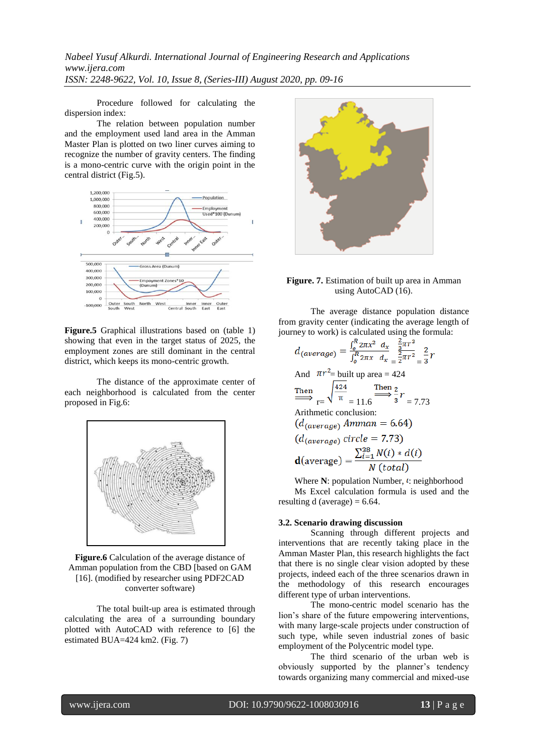Procedure followed for calculating the dispersion index:

The relation between population number and the employment used land area in the Amman Master Plan is plotted on two liner curves aiming to recognize the number of gravity centers. The finding is a mono-centric curve with the origin point in the central district (Fig.5).

**Figure.5** Graphical illustrations based on (table 1) showing that even in the target status of 2025, the employment zones are still dominant in the central district, which keeps its mono-centric growth.

The distance of the approximate center of each neighborhood is calculated from the center proposed in Fig.6:

**Figure.6** Calculation of the average distance of Amman population from the CBD [based on GAM [16]. (modified by researcher using PDF2CAD converter software)

The total built-up area is estimated through calculating the area of a surrounding boundary plotted with AutoCAD with reference to [6] the estimated BUA=424 km2. (Fig. 7)

**Figure. 7.** Estimation of built up area in Amman using AutoCAD (16).

The average distance population distance from gravity center (indicating the average length of journey to work) is calculated using the formula:

$$d_{(average)} = \frac{\int_o^R 2\pi x^2 \, d_x}{\int_o^R 2\pi x \, d_x} = \frac{\frac{2}{3}\pi r^3}{\frac{2}{2}\pi r^2} = \frac{2}{3} r$$

And $\pi r^2$= built up area = 424

Then $\Longrightarrow$ $r = \sqrt{\frac{424}{\pi}} = 11.6$ Then $\Longrightarrow$ $\frac{2}{3} r = 7.73$

Arithmetic conclusion:

$(d_{(average)} \; Amman = 6.64)$

$(d_{(average)} \; circle = 7.73)$

$$\mathbf{d}(\text{average}) = \frac{\sum_{i=1}^{38} N(i) * d(i)}{N \; (total)}$$

Where **N**: population Number, $i$: neighborhood

Ms Excel calculation formula is used and the resulting d (average) = 6.64.

### 3.2. Scenario drawing discussion

Scanning through different projects and interventions that are recently taking place in the Amman Master Plan, this research highlights the fact that there is no single clear vision adopted by these projects, indeed each of the three scenarios drawn in the methodology of this research encourages different type of urban interventions.

The mono-centric model scenario has the lion's share of the future empowering interventions, with many large-scale projects under construction of such type, while seven industrial zones of basic employment of the Polycentric model type.

The third scenario of the urban web is obviously supported by the planner's tendency towards organizing many commercial and mixed-use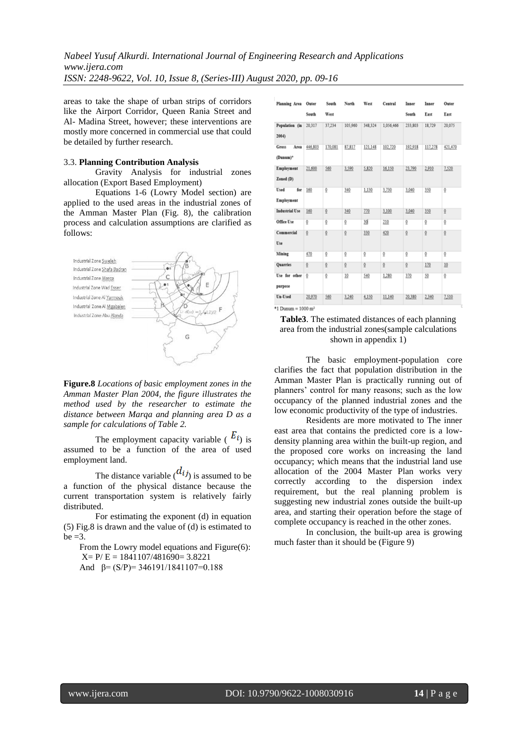areas to take the shape of urban strips of corridors like the Airport Corridor, Queen Rania Street and Al- Madina Street, however; these interventions are mostly more concerned in commercial use that could be detailed by further research.

### 3.3. Planning Contribution Analysis

Gravity Analysis for industrial zones allocation (Export Based Employment)

Equations 1-6 (Lowry Model section) are applied to the used areas in the industrial zones of the Amman Master Plan (Fig. 8), the calibration process and calculation assumptions are clarified as follows:

Industrial Zone Sweleh
Industrial Zone Shafa Badran
Industrial Zone Marqa
Industrial Zone Wad Esser
Industrial Zone Al Yarmouk
Industrial Zone Al Mqabalen
Industrial Zone Abu Alanda

**Figure.8** *Locations of basic employment zones in the Amman Master Plan 2004, the figure illustrates the method used by the researcher to estimate the distance between Marqa and planning area D as a sample for calculations of Table 2.*

The employment capacity variable ($E_i$) is assumed to be a function of the area of used employment land.

The distance variable ($d_{ij}$) is assumed to be a function of the physical distance because the current transportation system is relatively fairly distributed.

For estimating the exponent (d) in equation (5) Fig.8 is drawn and the value of (d) is estimated to be =3.

From the Lowry model equations and Figure(6):
$X = P/E = 1841107/481690 = 3.8221$
And $\beta = (S/P) = 346191/1841107 = 0.188$

| Planning Area | Outer South | South West | North | West | Central | Inner South | Inner East | Outer East |
|---|---|---|---|---|---|---|---|---|
| Population (in 2004) | 20,317 | 37,234 | 105,960 | 348,324 | 1,056,466 | 233,803 | 18,729 | 20,075 |
| Gross Area (Dunum)* | 446,803 | 170,081 | 87,817 | 121,148 | 102,720 | 192,918 | 117,278 | 421,470 |
| Employment Zoned (D) | 21,600 | 560 | 3,590 | 5,820 | 16,150 | 23,790 | 2,910 | 7,520 |
| Used for Employment | 160 | 0 | 340 | 1,130 | 3,730 | 3,040 | 350 | 0 |
| Industrial Use | 160 | 0 | 340 | 770 | 3,100 | 3,040 | 350 | 0 |
| Office Use | 0 | 0 | 0 | 30 | 210 | 0 | 0 | 0 |
| Commercial Use | 0 | 0 | 0 | 330 | 420 | 0 | 0 | 0 |
| Mining | 470 | 0 | 0 | 0 | 0 | 0 | 0 | 0 |
| Quarries | 0 | 0 | 0 | 0 | 0 | 0 | 170 | 10 |
| Use for other purpose | 0 | 0 | 10 | 540 | 1,280 | 370 | 50 | 0 |
| Un-Used | 20,970 | 560 | 3,240 | 4,150 | 11,140 | 20,380 | 2,340 | 7,510 |

*1 Dunum = 1000 m²

**Table3**. The estimated distances of each planning area from the industrial zones(sample calculations shown in appendix 1)

The basic employment-population core clarifies the fact that population distribution in the Amman Master Plan is practically running out of planners' control for many reasons; such as the low occupancy of the planned industrial zones and the low economic productivity of the type of industries.

Residents are more motivated to The inner east area that contains the predicted core is a low-density planning area within the built-up region, and the proposed core works on increasing the land occupancy; which means that the industrial land use allocation of the 2004 Master Plan works very correctly according to the dispersion index requirement, but the real planning problem is suggesting new industrial zones outside the built-up area, and starting their operation before the stage of complete occupancy is reached in the other zones.

In conclusion, the built-up area is growing much faster than it should be (Figure 9)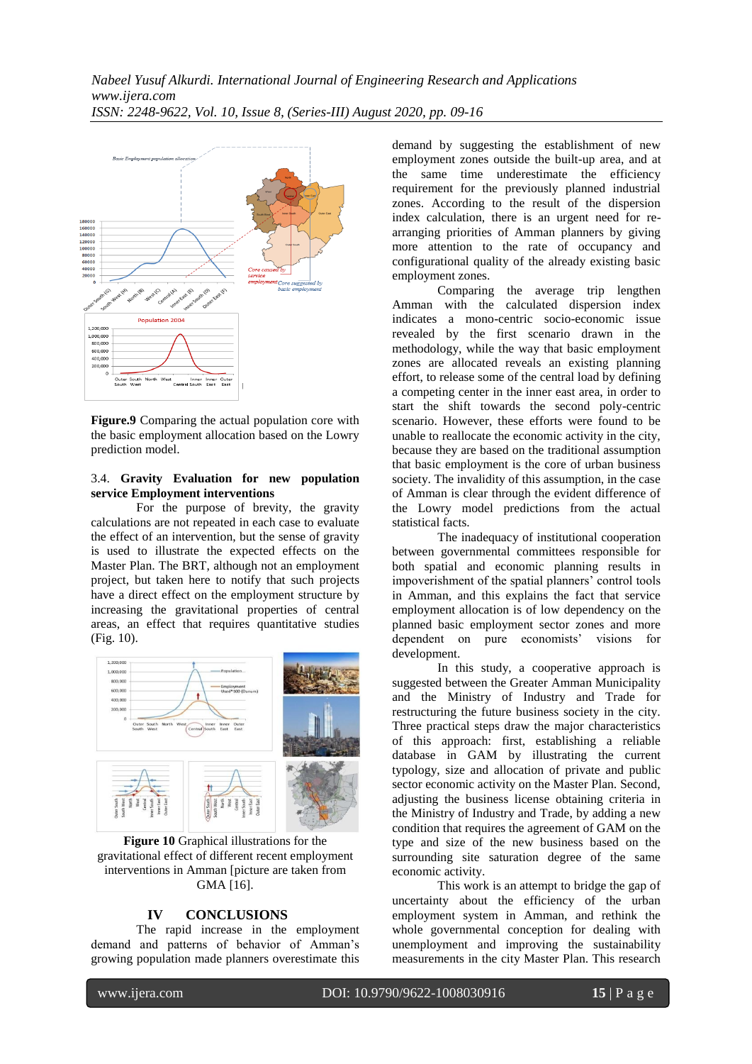Figure.9 Comparing the actual population core with the basic employment allocation based on the Lowry prediction model.

### 3.4. Gravity Evaluation for new population service Employment interventions

For the purpose of brevity, the gravity calculations are not repeated in each case to evaluate the effect of an intervention, but the sense of gravity is used to illustrate the expected effects on the Master Plan. The BRT, although not an employment project, but taken here to notify that such projects have a direct effect on the employment structure by increasing the gravitational properties of central areas, an effect that requires quantitative studies (Fig. 10).

**Figure 10** Graphical illustrations for the gravitational effect of different recent employment interventions in Amman [picture are taken from GMA [16].

## IV CONCLUSIONS

The rapid increase in the employment demand and patterns of behavior of Amman's growing population made planners overestimate this demand by suggesting the establishment of new employment zones outside the built-up area, and at the same time underestimate the efficiency requirement for the previously planned industrial zones. According to the result of the dispersion index calculation, there is an urgent need for re-arranging priorities of Amman planners by giving more attention to the rate of occupancy and configurational quality of the already existing basic employment zones.

Comparing the average trip lengthen Amman with the calculated dispersion index indicates a mono-centric socio-economic issue revealed by the first scenario drawn in the methodology, while the way that basic employment zones are allocated reveals an existing planning effort, to release some of the central load by defining a competing center in the inner east area, in order to start the shift towards the second poly-centric scenario. However, these efforts were found to be unable to reallocate the economic activity in the city, because they are based on the traditional assumption that basic employment is the core of urban business society. The invalidity of this assumption, in the case of Amman is clear through the evident difference of the Lowry model predictions from the actual statistical facts.

The inadequacy of institutional cooperation between governmental committees responsible for both spatial and economic planning results in impoverishment of the spatial planners' control tools in Amman, and this explains the fact that service employment allocation is of low dependency on the planned basic employment sector zones and more dependent on pure economists' visions for development.

In this study, a cooperative approach is suggested between the Greater Amman Municipality and the Ministry of Industry and Trade for restructuring the future business society in the city. Three practical steps draw the major characteristics of this approach: first, establishing a reliable database in GAM by illustrating the current typology, size and allocation of private and public sector economic activity on the Master Plan. Second, adjusting the business license obtaining criteria in the Ministry of Industry and Trade, by adding a new condition that requires the agreement of GAM on the type and size of the new business based on the surrounding site saturation degree of the same economic activity.

This work is an attempt to bridge the gap of uncertainty about the efficiency of the urban employment system in Amman, and rethink the whole governmental conception for dealing with unemployment and improving the sustainability measurements in the city Master Plan. This research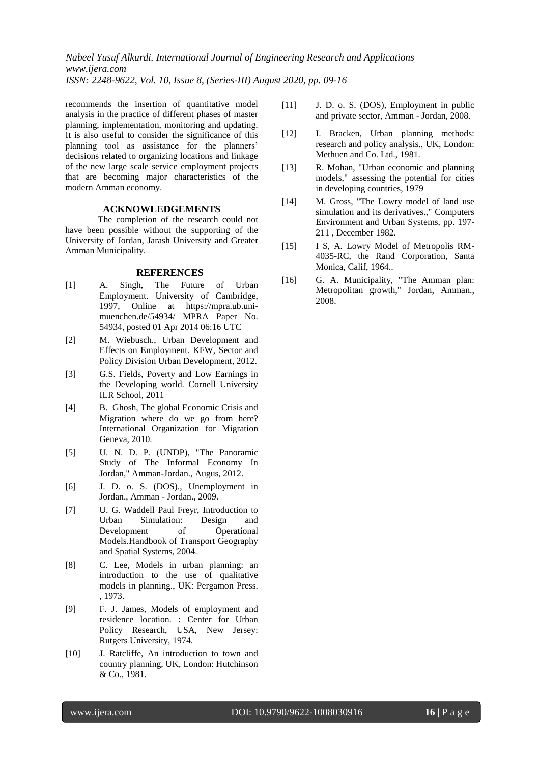recommends the insertion of quantitative model analysis in the practice of different phases of master planning, implementation, monitoring and updating. It is also useful to consider the significance of this planning tool as assistance for the planners' decisions related to organizing locations and linkage of the new large scale service employment projects that are becoming major characteristics of the modern Amman economy.

## ACKNOWLEDGEMENTS

The completion of the research could not have been possible without the supporting of the University of Jordan, Jarash University and Greater Amman Municipality.

## REFERENCES

[1] A. Singh, The Future of Urban Employment. University of Cambridge, 1997, Online at https://mpra.ub.uni-muenchen.de/54934/ MPRA Paper No. 54934, posted 01 Apr 2014 06:16 UTC

[2] M. Wiebusch., Urban Development and Effects on Employment. KFW, Sector and Policy Division Urban Development, 2012.

[3] G.S. Fields, Poverty and Low Earnings in the Developing world. Cornell University ILR School, 2011

[4] B. Ghosh, The global Economic Crisis and Migration where do we go from here? International Organization for Migration Geneva, 2010.

[5] U. N. D. P. (UNDP), "The Panoramic Study of The Informal Economy In Jordan," Amman-Jordan., Augus, 2012.

[6] J. D. o. S. (DOS)., Unemployment in Jordan., Amman - Jordan., 2009.

[7] U. G. Waddell Paul Freyr, Introduction to Urban Simulation: Design and Development of Operational Models.Handbook of Transport Geography and Spatial Systems, 2004.

[8] C. Lee, Models in urban planning: an introduction to the use of qualitative models in planning., UK: Pergamon Press. , 1973.

[9] F. J. James, Models of employment and residence location. : Center for Urban Policy Research, USA, New Jersey: Rutgers University, 1974.

[10] J. Ratcliffe, An introduction to town and country planning, UK, London: Hutchinson & Co., 1981.

[11] J. D. o. S. (DOS), Employment in public and private sector, Amman - Jordan, 2008.

[12] I. Bracken, Urban planning methods: research and policy analysis., UK, London: Methuen and Co. Ltd., 1981.

[13] R. Mohan, "Urban economic and planning models," assessing the potential for cities in developing countries, 1979

[14] M. Gross, "The Lowry model of land use simulation and its derivatives.," Computers Environment and Urban Systems, pp. 197-211 , December 1982.

[15] I S, A. Lowry Model of Metropolis RM-4035-RC, the Rand Corporation, Santa Monica, Calif, 1964..

[16] G. A. Municipality, "The Amman plan: Metropolitan growth," Jordan, Amman., 2008.